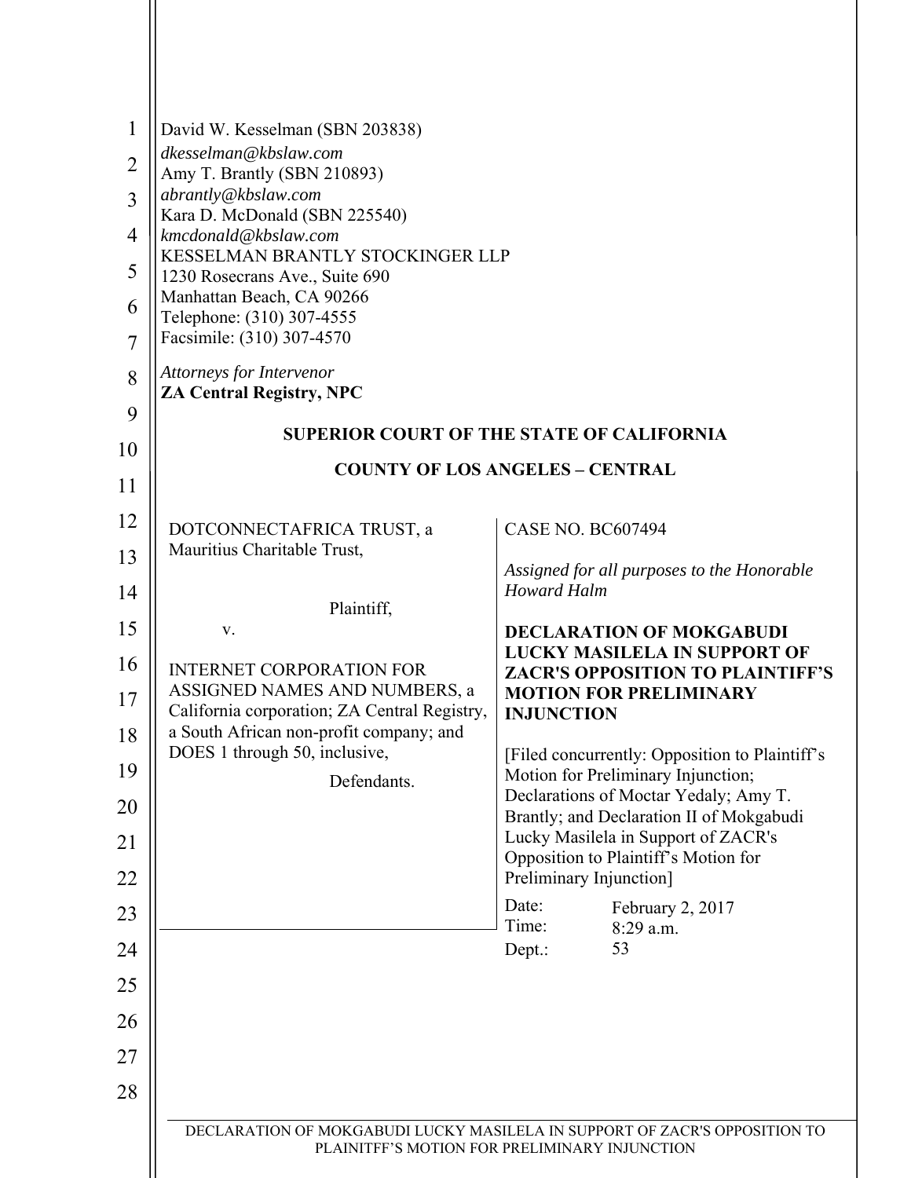David W. Kesselman (SBN 203838)
*dkesselman@kbslaw.com*
Amy T. Brantly (SBN 210893)
*abrantly@kbslaw.com*
Kara D. McDonald (SBN 225540)
*kmcdonald@kbslaw.com*
KESSELMAN BRANTLY STOCKINGER LLP
1230 Rosecrans Ave., Suite 690
Manhattan Beach, CA 90266
Telephone: (310) 307-4555
Facsimile: (310) 307-4570

*Attorneys for Intervenor*
**ZA Central Registry, NPC**

**SUPERIOR COURT OF THE STATE OF CALIFORNIA**

**COUNTY OF LOS ANGELES – CENTRAL**

DOTCONNECTAFRICA TRUST, a Mauritius Charitable Trust,

Plaintiff,

v.

INTERNET CORPORATION FOR ASSIGNED NAMES AND NUMBERS, a California corporation; ZA Central Registry, a South African non-profit company; and DOES 1 through 50, inclusive,

Defendants.

CASE NO. BC607494

*Assigned for all purposes to the Honorable Howard Halm*

**DECLARATION OF MOKGABUDI LUCKY MASILELA IN SUPPORT OF ZACR'S OPPOSITION TO PLAINTIFF'S MOTION FOR PRELIMINARY INJUNCTION**

[Filed concurrently: Opposition to Plaintiff's Motion for Preliminary Injunction; Declarations of Moctar Yedaly; Amy T. Brantly; and Declaration II of Mokgabudi Lucky Masilela in Support of ZACR's Opposition to Plaintiff's Motion for Preliminary Injunction]

Date: February 2, 2017
Time: 8:29 a.m.
Dept.: 53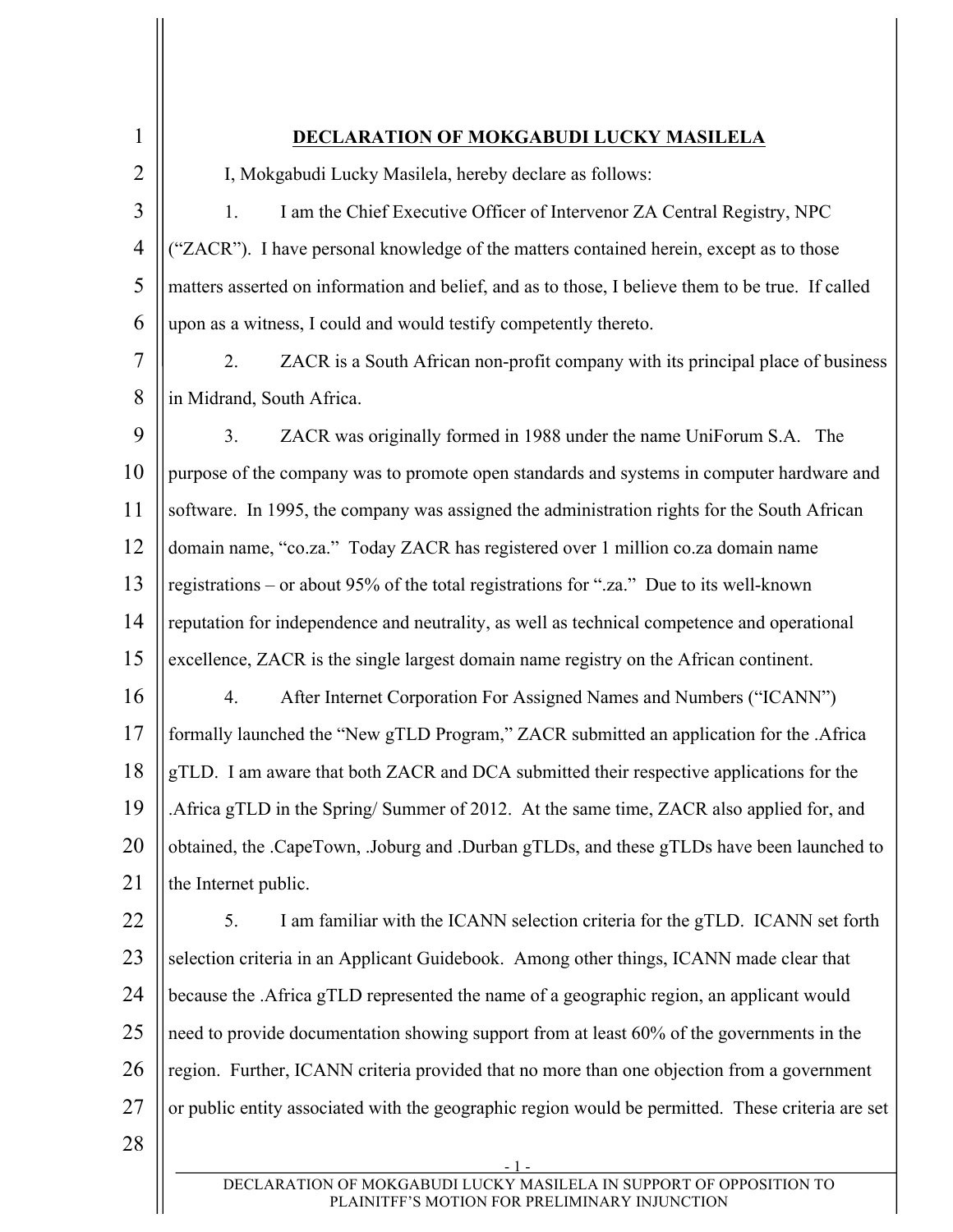# DECLARATION OF MOKGABUDI LUCKY MASILELA

I, Mokgabudi Lucky Masilela, hereby declare as follows:

1. I am the Chief Executive Officer of Intervenor ZA Central Registry, NPC ("ZACR"). I have personal knowledge of the matters contained herein, except as to those matters asserted on information and belief, and as to those, I believe them to be true. If called upon as a witness, I could and would testify competently thereto.

2. ZACR is a South African non-profit company with its principal place of business in Midrand, South Africa.

3. ZACR was originally formed in 1988 under the name UniForum S.A. The purpose of the company was to promote open standards and systems in computer hardware and software. In 1995, the company was assigned the administration rights for the South African domain name, "co.za." Today ZACR has registered over 1 million co.za domain name registrations – or about 95% of the total registrations for ".za." Due to its well-known reputation for independence and neutrality, as well as technical competence and operational excellence, ZACR is the single largest domain name registry on the African continent.

4. After Internet Corporation For Assigned Names and Numbers ("ICANN") formally launched the "New gTLD Program," ZACR submitted an application for the .Africa gTLD. I am aware that both ZACR and DCA submitted their respective applications for the .Africa gTLD in the Spring/ Summer of 2012. At the same time, ZACR also applied for, and obtained, the .CapeTown, .Joburg and .Durban gTLDs, and these gTLDs have been launched to the Internet public.

5. I am familiar with the ICANN selection criteria for the gTLD. ICANN set forth selection criteria in an Applicant Guidebook. Among other things, ICANN made clear that because the .Africa gTLD represented the name of a geographic region, an applicant would need to provide documentation showing support from at least 60% of the governments in the region. Further, ICANN criteria provided that no more than one objection from a government or public entity associated with the geographic region would be permitted. These criteria are set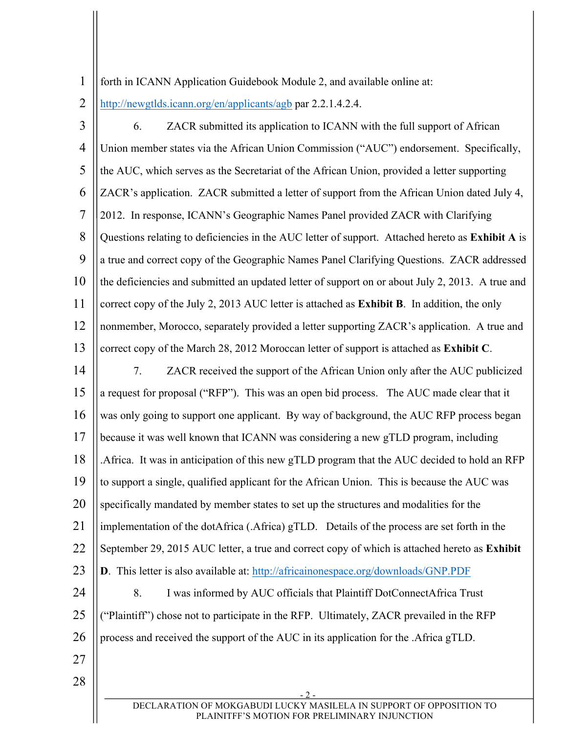forth in ICANN Application Guidebook Module 2, and available online at: http://newgtlds.icann.org/en/applicants/agb par 2.2.1.4.2.4.

6. ZACR submitted its application to ICANN with the full support of African Union member states via the African Union Commission ("AUC") endorsement. Specifically, the AUC, which serves as the Secretariat of the African Union, provided a letter supporting ZACR's application. ZACR submitted a letter of support from the African Union dated July 4, 2012. In response, ICANN's Geographic Names Panel provided ZACR with Clarifying Questions relating to deficiencies in the AUC letter of support. Attached hereto as **Exhibit A** is a true and correct copy of the Geographic Names Panel Clarifying Questions. ZACR addressed the deficiencies and submitted an updated letter of support on or about July 2, 2013. A true and correct copy of the July 2, 2013 AUC letter is attached as **Exhibit B**. In addition, the only nonmember, Morocco, separately provided a letter supporting ZACR's application. A true and correct copy of the March 28, 2012 Moroccan letter of support is attached as **Exhibit C**.

7. ZACR received the support of the African Union only after the AUC publicized a request for proposal ("RFP"). This was an open bid process. The AUC made clear that it was only going to support one applicant. By way of background, the AUC RFP process began because it was well known that ICANN was considering a new gTLD program, including .Africa. It was in anticipation of this new gTLD program that the AUC decided to hold an RFP to support a single, qualified applicant for the African Union. This is because the AUC was specifically mandated by member states to set up the structures and modalities for the implementation of the dotAfrica (.Africa) gTLD. Details of the process are set forth in the September 29, 2015 AUC letter, a true and correct copy of which is attached hereto as **Exhibit D**. This letter is also available at: http://africainonespace.org/downloads/GNP.PDF

8. I was informed by AUC officials that Plaintiff DotConnectAfrica Trust ("Plaintiff") chose not to participate in the RFP. Ultimately, ZACR prevailed in the RFP process and received the support of the AUC in its application for the .Africa gTLD.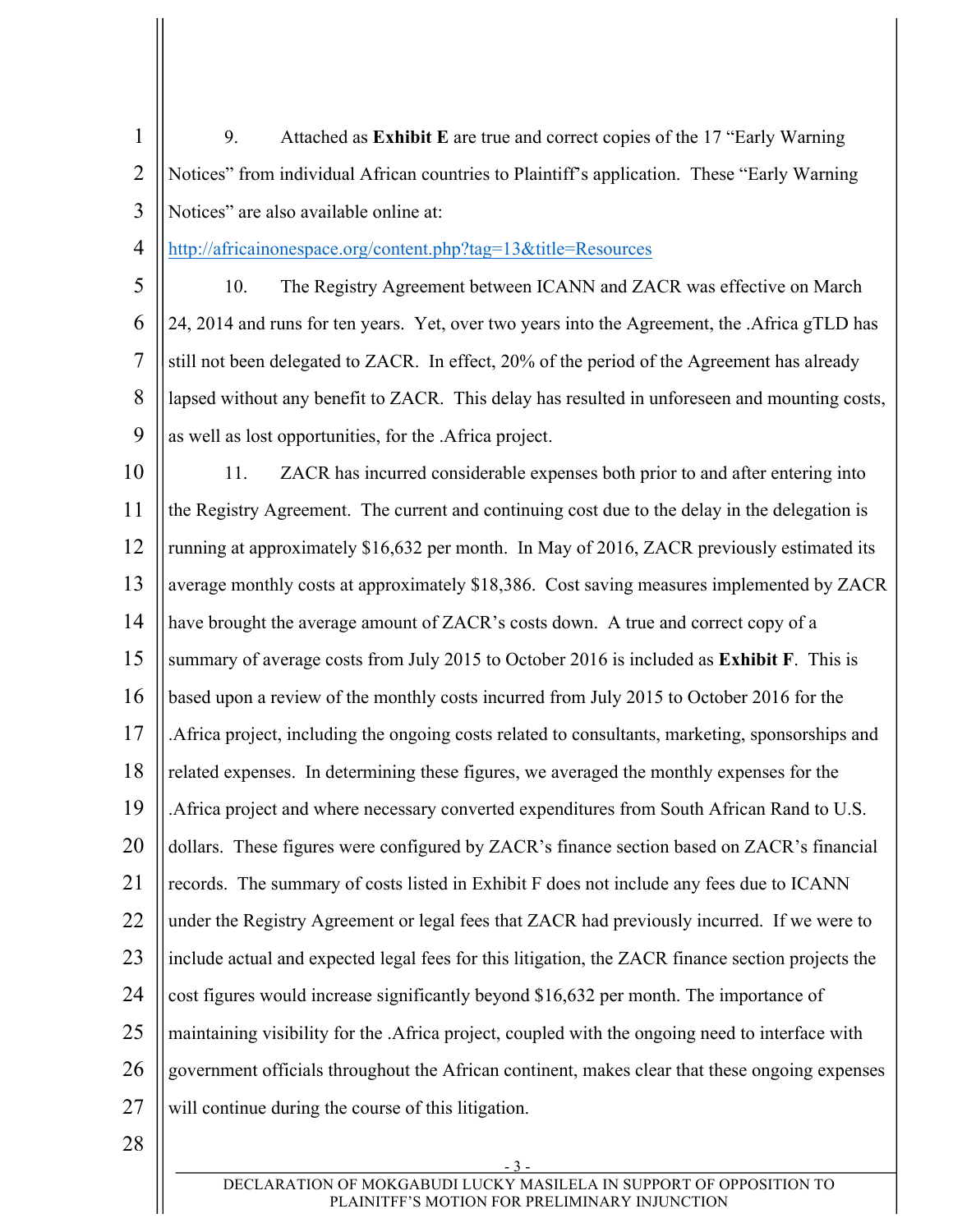9. Attached as **Exhibit E** are true and correct copies of the 17 "Early Warning Notices" from individual African countries to Plaintiff's application. These "Early Warning Notices" are also available online at:

http://africainonespace.org/content.php?tag=13&title=Resources

10. The Registry Agreement between ICANN and ZACR was effective on March 24, 2014 and runs for ten years. Yet, over two years into the Agreement, the .Africa gTLD has still not been delegated to ZACR. In effect, 20% of the period of the Agreement has already lapsed without any benefit to ZACR. This delay has resulted in unforeseen and mounting costs, as well as lost opportunities, for the .Africa project.

11. ZACR has incurred considerable expenses both prior to and after entering into the Registry Agreement. The current and continuing cost due to the delay in the delegation is running at approximately $16,632 per month. In May of 2016, ZACR previously estimated its average monthly costs at approximately $18,386. Cost saving measures implemented by ZACR have brought the average amount of ZACR's costs down. A true and correct copy of a summary of average costs from July 2015 to October 2016 is included as **Exhibit F**. This is based upon a review of the monthly costs incurred from July 2015 to October 2016 for the .Africa project, including the ongoing costs related to consultants, marketing, sponsorships and related expenses. In determining these figures, we averaged the monthly expenses for the .Africa project and where necessary converted expenditures from South African Rand to U.S. dollars. These figures were configured by ZACR's finance section based on ZACR's financial records. The summary of costs listed in Exhibit F does not include any fees due to ICANN under the Registry Agreement or legal fees that ZACR had previously incurred. If we were to include actual and expected legal fees for this litigation, the ZACR finance section projects the cost figures would increase significantly beyond $16,632 per month. The importance of maintaining visibility for the .Africa project, coupled with the ongoing need to interface with government officials throughout the African continent, makes clear that these ongoing expenses will continue during the course of this litigation.

DECLARATION OF MOKGABUDI LUCKY MASILELA IN SUPPORT OF OPPOSITION TO PLAINITFF'S MOTION FOR PRELIMINARY INJUNCTION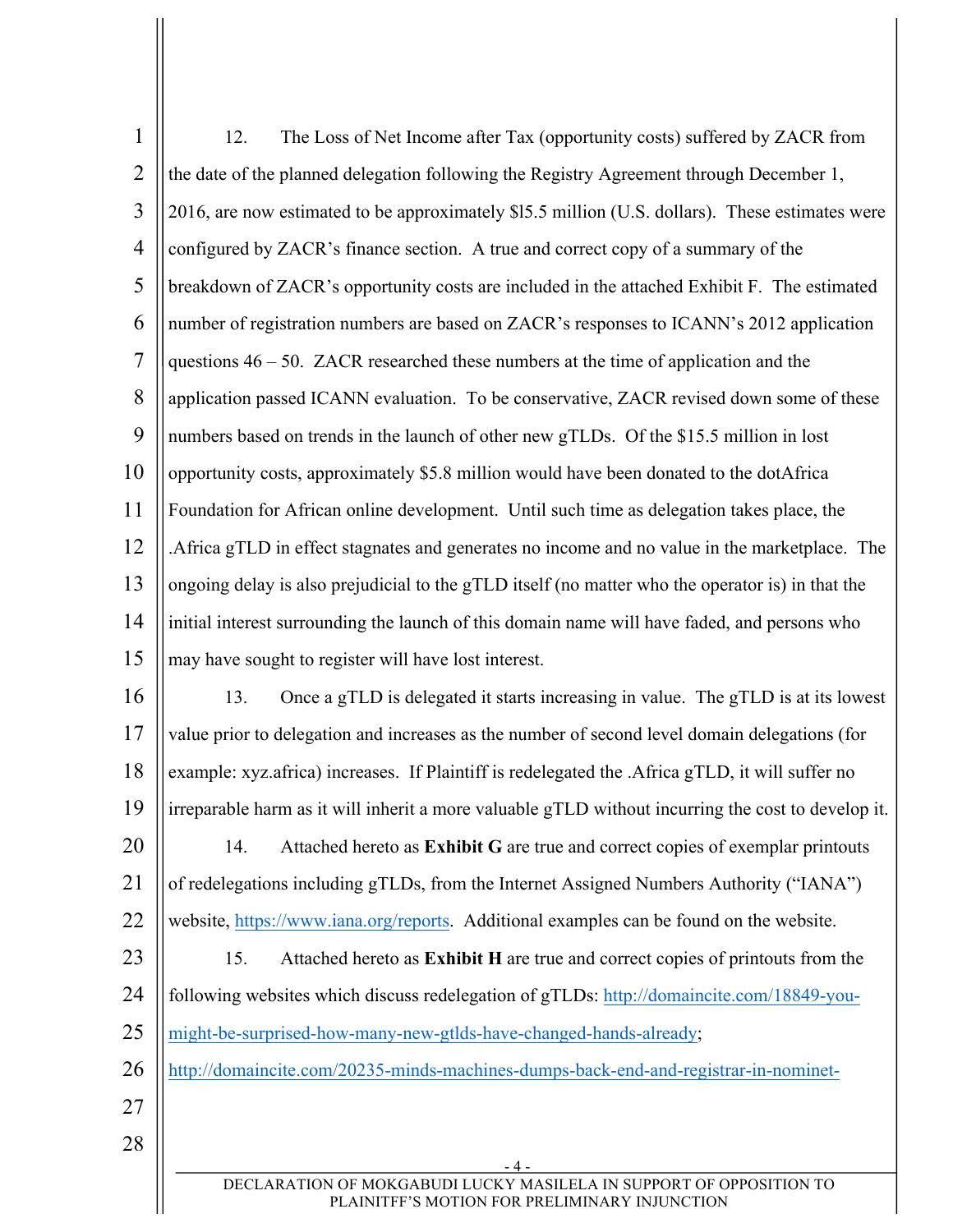12. The Loss of Net Income after Tax (opportunity costs) suffered by ZACR from the date of the planned delegation following the Registry Agreement through December 1, 2016, are now estimated to be approximately $l5.5 million (U.S. dollars). These estimates were configured by ZACR's finance section. A true and correct copy of a summary of the breakdown of ZACR's opportunity costs are included in the attached Exhibit F. The estimated number of registration numbers are based on ZACR's responses to ICANN's 2012 application questions 46 – 50. ZACR researched these numbers at the time of application and the application passed ICANN evaluation. To be conservative, ZACR revised down some of these numbers based on trends in the launch of other new gTLDs. Of the $15.5 million in lost opportunity costs, approximately $5.8 million would have been donated to the dotAfrica Foundation for African online development. Until such time as delegation takes place, the .Africa gTLD in effect stagnates and generates no income and no value in the marketplace. The ongoing delay is also prejudicial to the gTLD itself (no matter who the operator is) in that the initial interest surrounding the launch of this domain name will have faded, and persons who may have sought to register will have lost interest.

13. Once a gTLD is delegated it starts increasing in value. The gTLD is at its lowest value prior to delegation and increases as the number of second level domain delegations (for example: xyz.africa) increases. If Plaintiff is redelegated the .Africa gTLD, it will suffer no irreparable harm as it will inherit a more valuable gTLD without incurring the cost to develop it.

14. Attached hereto as **Exhibit G** are true and correct copies of exemplar printouts of redelegations including gTLDs, from the Internet Assigned Numbers Authority ("IANA") website, https://www.iana.org/reports. Additional examples can be found on the website.

15. Attached hereto as **Exhibit H** are true and correct copies of printouts from the following websites which discuss redelegation of gTLDs: http://domaincite.com/18849-you-might-be-surprised-how-many-new-gtlds-have-changed-hands-already; http://domaincite.com/20235-minds-machines-dumps-back-end-and-registrar-in-nominet-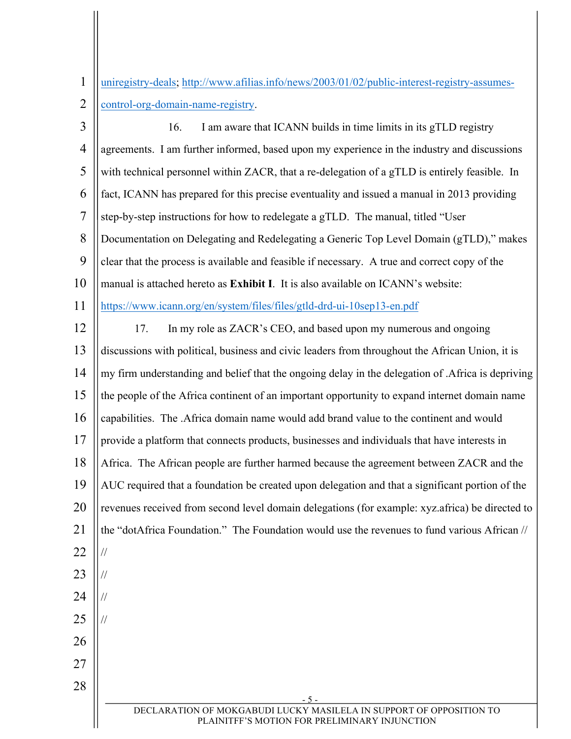uniregistry-deals; http://www.afilias.info/news/2003/01/02/public-interest-registry-assumes-control-org-domain-name-registry.

16. I am aware that ICANN builds in time limits in its gTLD registry agreements. I am further informed, based upon my experience in the industry and discussions with technical personnel within ZACR, that a re-delegation of a gTLD is entirely feasible. In fact, ICANN has prepared for this precise eventuality and issued a manual in 2013 providing step-by-step instructions for how to redelegate a gTLD. The manual, titled "User Documentation on Delegating and Redelegating a Generic Top Level Domain (gTLD)," makes clear that the process is available and feasible if necessary. A true and correct copy of the manual is attached hereto as **Exhibit I**. It is also available on ICANN's website: https://www.icann.org/en/system/files/files/gtld-drd-ui-10sep13-en.pdf

17. In my role as ZACR's CEO, and based upon my numerous and ongoing discussions with political, business and civic leaders from throughout the African Union, it is my firm understanding and belief that the ongoing delay in the delegation of .Africa is depriving the people of the Africa continent of an important opportunity to expand internet domain name capabilities. The .Africa domain name would add brand value to the continent and would provide a platform that connects products, businesses and individuals that have interests in Africa. The African people are further harmed because the agreement between ZACR and the AUC required that a foundation be created upon delegation and that a significant portion of the revenues received from second level domain delegations (for example: xyz.africa) be directed to the "dotAfrica Foundation." The Foundation would use the revenues to fund various African //

//

//

//

//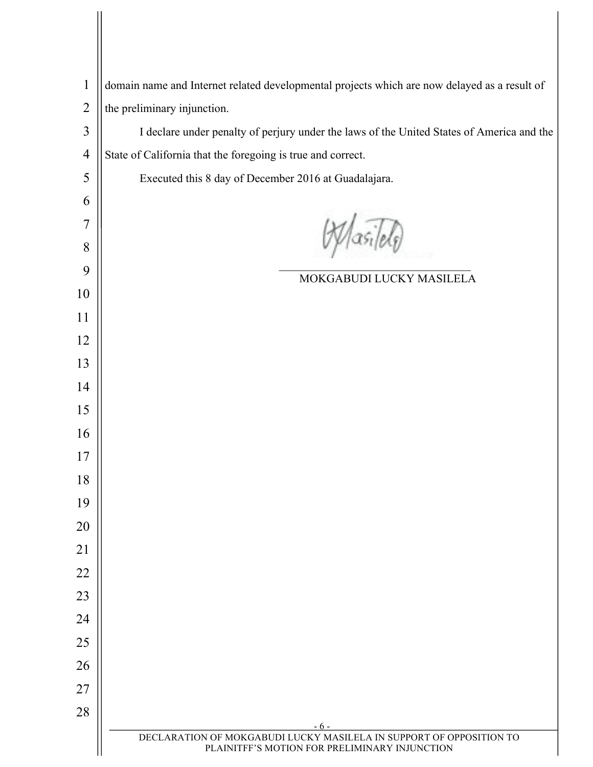domain name and Internet related developmental projects which are now delayed as a result of the preliminary injunction.

I declare under penalty of perjury under the laws of the United States of America and the State of California that the foregoing is true and correct.

Executed this 8 day of December 2016 at Guadalajara.

\_\_\_\_\_\_\_\_\_\_\_\_\_\_\_\_\_\_\_\_\_\_\_\_\_\_\_\_\_\_\_\_\_\_\_

MOKGABUDI LUCKY MASILELA